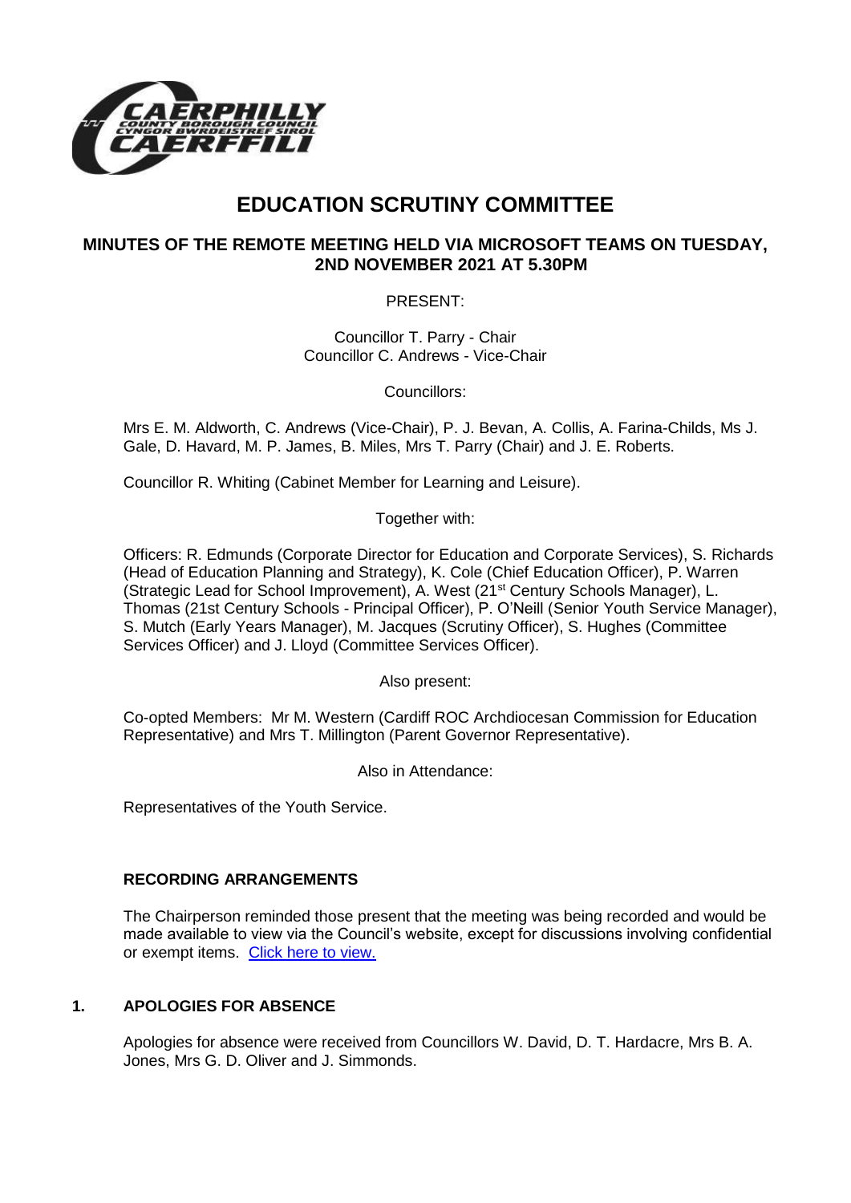# EDUCATION SCRUTINY COMMITTEE

## MINUTES OF THE REMOTE MEETING HELD VIA MICROSOFT TEAMS ON TUESDAY, 2ND NOVEMBER 2021 AT 5.30PM

PRESENT:

Councillor T. Parry - Chair
Councillor C. Andrews - Vice-Chair

Councillors:

Mrs E. M. Aldworth, C. Andrews (Vice-Chair), P. J. Bevan, A. Collis, A. Farina-Childs, Ms J. Gale, D. Havard, M. P. James, B. Miles, Mrs T. Parry (Chair) and J. E. Roberts.

Councillor R. Whiting (Cabinet Member for Learning and Leisure).

Together with:

Officers: R. Edmunds (Corporate Director for Education and Corporate Services), S. Richards (Head of Education Planning and Strategy), K. Cole (Chief Education Officer), P. Warren (Strategic Lead for School Improvement), A. West (21st Century Schools Manager), L. Thomas (21st Century Schools - Principal Officer), P. O'Neill (Senior Youth Service Manager), S. Mutch (Early Years Manager), M. Jacques (Scrutiny Officer), S. Hughes (Committee Services Officer) and J. Lloyd (Committee Services Officer).

Also present:

Co-opted Members: Mr M. Western (Cardiff ROC Archdiocesan Commission for Education Representative) and Mrs T. Millington (Parent Governor Representative).

Also in Attendance:

Representatives of the Youth Service.

### RECORDING ARRANGEMENTS

The Chairperson reminded those present that the meeting was being recorded and would be made available to view via the Council's website, except for discussions involving confidential or exempt items. Click here to view.

### 1. APOLOGIES FOR ABSENCE

Apologies for absence were received from Councillors W. David, D. T. Hardacre, Mrs B. A. Jones, Mrs G. D. Oliver and J. Simmonds.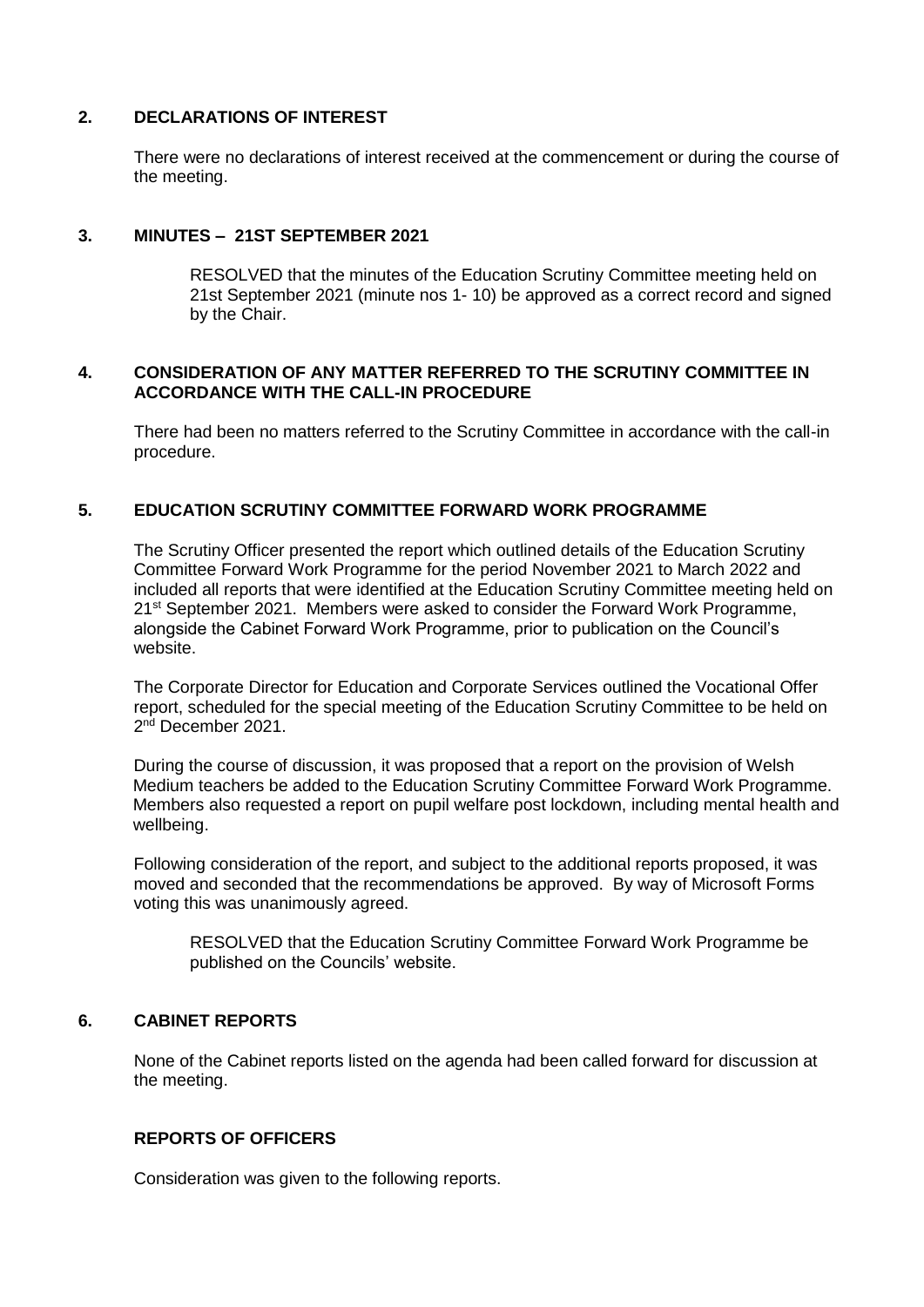## 2. DECLARATIONS OF INTEREST

There were no declarations of interest received at the commencement or during the course of the meeting.

## 3. MINUTES – 21ST SEPTEMBER 2021

RESOLVED that the minutes of the Education Scrutiny Committee meeting held on 21st September 2021 (minute nos 1- 10) be approved as a correct record and signed by the Chair.

## 4. CONSIDERATION OF ANY MATTER REFERRED TO THE SCRUTINY COMMITTEE IN ACCORDANCE WITH THE CALL-IN PROCEDURE

There had been no matters referred to the Scrutiny Committee in accordance with the call-in procedure.

## 5. EDUCATION SCRUTINY COMMITTEE FORWARD WORK PROGRAMME

The Scrutiny Officer presented the report which outlined details of the Education Scrutiny Committee Forward Work Programme for the period November 2021 to March 2022 and included all reports that were identified at the Education Scrutiny Committee meeting held on 21st September 2021. Members were asked to consider the Forward Work Programme, alongside the Cabinet Forward Work Programme, prior to publication on the Council's website.

The Corporate Director for Education and Corporate Services outlined the Vocational Offer report, scheduled for the special meeting of the Education Scrutiny Committee to be held on 2nd December 2021.

During the course of discussion, it was proposed that a report on the provision of Welsh Medium teachers be added to the Education Scrutiny Committee Forward Work Programme. Members also requested a report on pupil welfare post lockdown, including mental health and wellbeing.

Following consideration of the report, and subject to the additional reports proposed, it was moved and seconded that the recommendations be approved. By way of Microsoft Forms voting this was unanimously agreed.

RESOLVED that the Education Scrutiny Committee Forward Work Programme be published on the Councils' website.

## 6. CABINET REPORTS

None of the Cabinet reports listed on the agenda had been called forward for discussion at the meeting.

## REPORTS OF OFFICERS

Consideration was given to the following reports.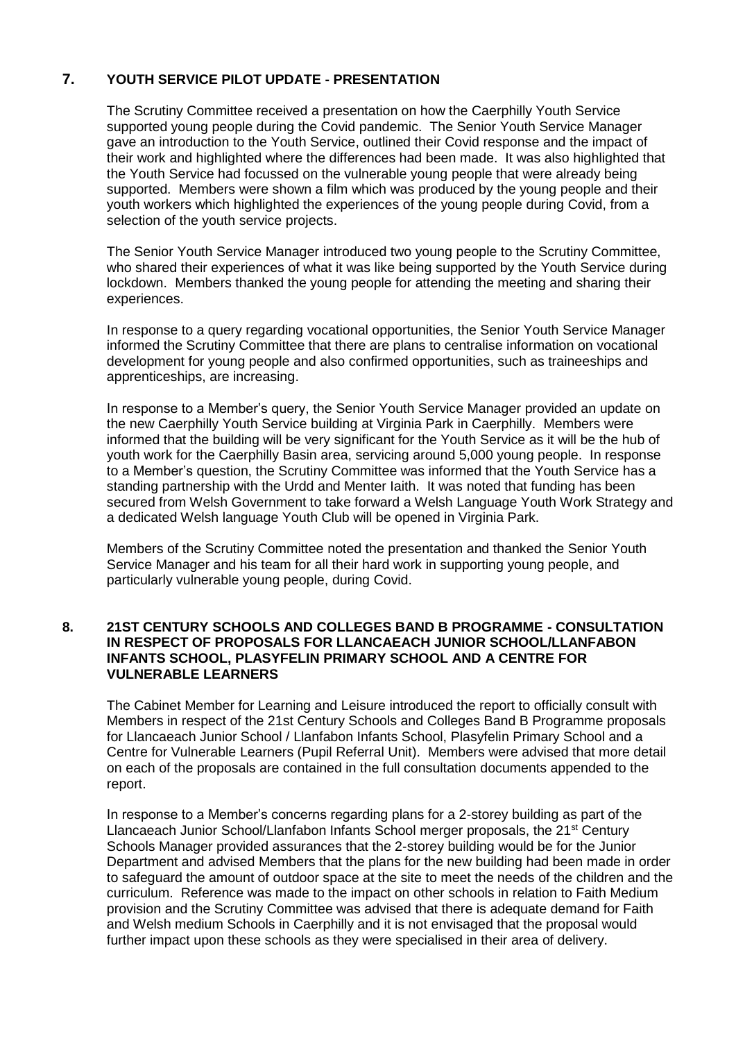## 7. YOUTH SERVICE PILOT UPDATE - PRESENTATION

The Scrutiny Committee received a presentation on how the Caerphilly Youth Service supported young people during the Covid pandemic. The Senior Youth Service Manager gave an introduction to the Youth Service, outlined their Covid response and the impact of their work and highlighted where the differences had been made. It was also highlighted that the Youth Service had focussed on the vulnerable young people that were already being supported. Members were shown a film which was produced by the young people and their youth workers which highlighted the experiences of the young people during Covid, from a selection of the youth service projects.

The Senior Youth Service Manager introduced two young people to the Scrutiny Committee, who shared their experiences of what it was like being supported by the Youth Service during lockdown. Members thanked the young people for attending the meeting and sharing their experiences.

In response to a query regarding vocational opportunities, the Senior Youth Service Manager informed the Scrutiny Committee that there are plans to centralise information on vocational development for young people and also confirmed opportunities, such as traineeships and apprenticeships, are increasing.

In response to a Member's query, the Senior Youth Service Manager provided an update on the new Caerphilly Youth Service building at Virginia Park in Caerphilly. Members were informed that the building will be very significant for the Youth Service as it will be the hub of youth work for the Caerphilly Basin area, servicing around 5,000 young people. In response to a Member's question, the Scrutiny Committee was informed that the Youth Service has a standing partnership with the Urdd and Menter Iaith. It was noted that funding has been secured from Welsh Government to take forward a Welsh Language Youth Work Strategy and a dedicated Welsh language Youth Club will be opened in Virginia Park.

Members of the Scrutiny Committee noted the presentation and thanked the Senior Youth Service Manager and his team for all their hard work in supporting young people, and particularly vulnerable young people, during Covid.

## 8. 21ST CENTURY SCHOOLS AND COLLEGES BAND B PROGRAMME - CONSULTATION IN RESPECT OF PROPOSALS FOR LLANCAEACH JUNIOR SCHOOL/LLANFABON INFANTS SCHOOL, PLASYFELIN PRIMARY SCHOOL AND A CENTRE FOR VULNERABLE LEARNERS

The Cabinet Member for Learning and Leisure introduced the report to officially consult with Members in respect of the 21st Century Schools and Colleges Band B Programme proposals for Llancaeach Junior School / Llanfabon Infants School, Plasyfelin Primary School and a Centre for Vulnerable Learners (Pupil Referral Unit). Members were advised that more detail on each of the proposals are contained in the full consultation documents appended to the report.

In response to a Member's concerns regarding plans for a 2-storey building as part of the Llancaeach Junior School/Llanfabon Infants School merger proposals, the 21st Century Schools Manager provided assurances that the 2-storey building would be for the Junior Department and advised Members that the plans for the new building had been made in order to safeguard the amount of outdoor space at the site to meet the needs of the children and the curriculum. Reference was made to the impact on other schools in relation to Faith Medium provision and the Scrutiny Committee was advised that there is adequate demand for Faith and Welsh medium Schools in Caerphilly and it is not envisaged that the proposal would further impact upon these schools as they were specialised in their area of delivery.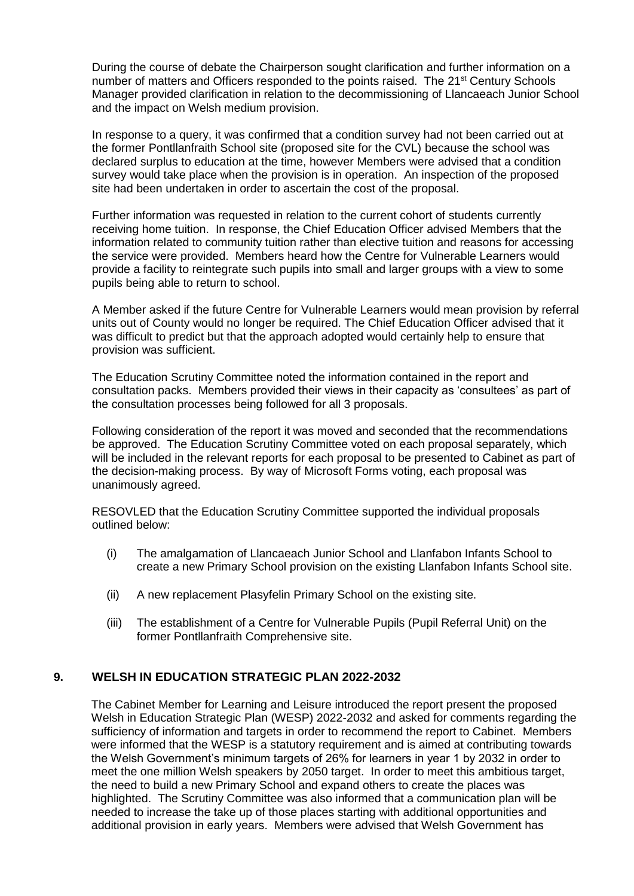During the course of debate the Chairperson sought clarification and further information on a number of matters and Officers responded to the points raised. The 21st Century Schools Manager provided clarification in relation to the decommissioning of Llancaeach Junior School and the impact on Welsh medium provision.

In response to a query, it was confirmed that a condition survey had not been carried out at the former Pontllanfraith School site (proposed site for the CVL) because the school was declared surplus to education at the time, however Members were advised that a condition survey would take place when the provision is in operation. An inspection of the proposed site had been undertaken in order to ascertain the cost of the proposal.

Further information was requested in relation to the current cohort of students currently receiving home tuition. In response, the Chief Education Officer advised Members that the information related to community tuition rather than elective tuition and reasons for accessing the service were provided. Members heard how the Centre for Vulnerable Learners would provide a facility to reintegrate such pupils into small and larger groups with a view to some pupils being able to return to school.

A Member asked if the future Centre for Vulnerable Learners would mean provision by referral units out of County would no longer be required. The Chief Education Officer advised that it was difficult to predict but that the approach adopted would certainly help to ensure that provision was sufficient.

The Education Scrutiny Committee noted the information contained in the report and consultation packs. Members provided their views in their capacity as 'consultees' as part of the consultation processes being followed for all 3 proposals.

Following consideration of the report it was moved and seconded that the recommendations be approved. The Education Scrutiny Committee voted on each proposal separately, which will be included in the relevant reports for each proposal to be presented to Cabinet as part of the decision-making process. By way of Microsoft Forms voting, each proposal was unanimously agreed.

RESOVLED that the Education Scrutiny Committee supported the individual proposals outlined below:

(i) The amalgamation of Llancaeach Junior School and Llanfabon Infants School to create a new Primary School provision on the existing Llanfabon Infants School site.

(ii) A new replacement Plasyfelin Primary School on the existing site.

(iii) The establishment of a Centre for Vulnerable Pupils (Pupil Referral Unit) on the former Pontllanfraith Comprehensive site.

## 9. WELSH IN EDUCATION STRATEGIC PLAN 2022-2032

The Cabinet Member for Learning and Leisure introduced the report present the proposed Welsh in Education Strategic Plan (WESP) 2022-2032 and asked for comments regarding the sufficiency of information and targets in order to recommend the report to Cabinet. Members were informed that the WESP is a statutory requirement and is aimed at contributing towards the Welsh Government's minimum targets of 26% for learners in year 1 by 2032 in order to meet the one million Welsh speakers by 2050 target. In order to meet this ambitious target, the need to build a new Primary School and expand others to create the places was highlighted. The Scrutiny Committee was also informed that a communication plan will be needed to increase the take up of those places starting with additional opportunities and additional provision in early years. Members were advised that Welsh Government has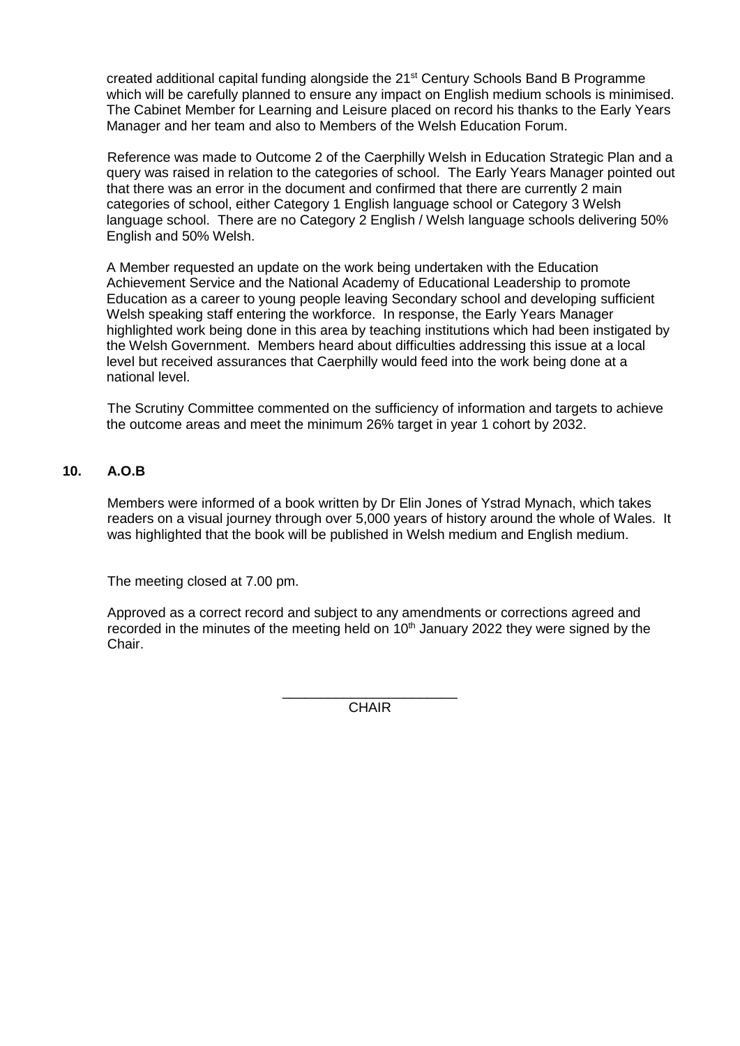created additional capital funding alongside the 21st Century Schools Band B Programme which will be carefully planned to ensure any impact on English medium schools is minimised. The Cabinet Member for Learning and Leisure placed on record his thanks to the Early Years Manager and her team and also to Members of the Welsh Education Forum.

Reference was made to Outcome 2 of the Caerphilly Welsh in Education Strategic Plan and a query was raised in relation to the categories of school. The Early Years Manager pointed out that there was an error in the document and confirmed that there are currently 2 main categories of school, either Category 1 English language school or Category 3 Welsh language school. There are no Category 2 English / Welsh language schools delivering 50% English and 50% Welsh.

A Member requested an update on the work being undertaken with the Education Achievement Service and the National Academy of Educational Leadership to promote Education as a career to young people leaving Secondary school and developing sufficient Welsh speaking staff entering the workforce. In response, the Early Years Manager highlighted work being done in this area by teaching institutions which had been instigated by the Welsh Government. Members heard about difficulties addressing this issue at a local level but received assurances that Caerphilly would feed into the work being done at a national level.

The Scrutiny Committee commented on the sufficiency of information and targets to achieve the outcome areas and meet the minimum 26% target in year 1 cohort by 2032.

## 10. A.O.B

Members were informed of a book written by Dr Elin Jones of Ystrad Mynach, which takes readers on a visual journey through over 5,000 years of history around the whole of Wales. It was highlighted that the book will be published in Welsh medium and English medium.

The meeting closed at 7.00 pm.

Approved as a correct record and subject to any amendments or corrections agreed and recorded in the minutes of the meeting held on 10th January 2022 they were signed by the Chair.

\_\_\_\_\_\_\_\_\_\_\_\_\_\_\_\_\_\_\_\_\_\_\_

CHAIR